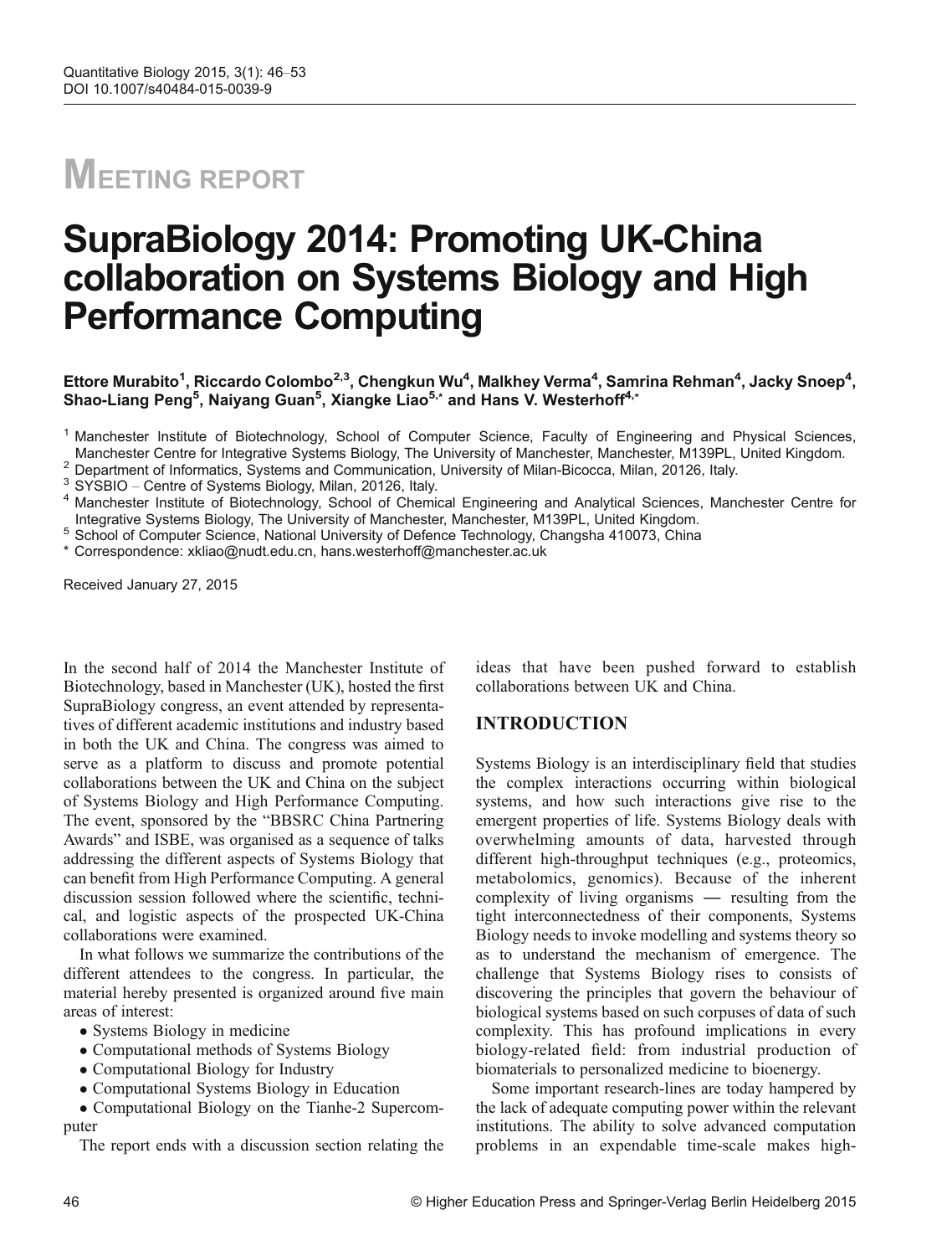MEETING REPORT

# SupraBiology 2014: Promoting UK-China collaboration on Systems Biology and High Performance Computing

**Ettore Murabito[1], Riccardo Colombo[2,3], Chengkun Wu[4], Malkhey Verma[4], Samrina Rehman[4], Jacky Snoep[4], Shao-Liang Peng[5], Naiyang Guan[5], Xiangke Liao[5,*] and Hans V. Westerhoff[4,*]**

[1] Manchester Institute of Biotechnology, School of Computer Science, Faculty of Engineering and Physical Sciences, Manchester Centre for Integrative Systems Biology, The University of Manchester, Manchester, M139PL, United Kingdom.
[2] Department of Informatics, Systems and Communication, University of Milan-Bicocca, Milan, 20126, Italy.
[3] SYSBIO – Centre of Systems Biology, Milan, 20126, Italy.
[4] Manchester Institute of Biotechnology, School of Chemical Engineering and Analytical Sciences, Manchester Centre for Integrative Systems Biology, The University of Manchester, Manchester, M139PL, United Kingdom.
[5] School of Computer Science, National University of Defence Technology, Changsha 410073, China
[*] Correspondence: xkliao@nudt.edu.cn, hans.westerhoff@manchester.ac.uk

Received January 27, 2015

In the second half of 2014 the Manchester Institute of Biotechnology, based in Manchester (UK), hosted the first SupraBiology congress, an event attended by representatives of different academic institutions and industry based in both the UK and China. The congress was aimed to serve as a platform to discuss and promote potential collaborations between the UK and China on the subject of Systems Biology and High Performance Computing. The event, sponsored by the "BBSRC China Partnering Awards" and ISBE, was organised as a sequence of talks addressing the different aspects of Systems Biology that can benefit from High Performance Computing. A general discussion session followed where the scientific, technical, and logistic aspects of the prospected UK-China collaborations were examined.

In what follows we summarize the contributions of the different attendees to the congress. In particular, the material hereby presented is organized around five main areas of interest:

- Systems Biology in medicine
- Computational methods of Systems Biology
- Computational Biology for Industry
- Computational Systems Biology in Education
- Computational Biology on the Tianhe-2 Supercomputer

The report ends with a discussion section relating the ideas that have been pushed forward to establish collaborations between UK and China.

## INTRODUCTION

Systems Biology is an interdisciplinary field that studies the complex interactions occurring within biological systems, and how such interactions give rise to the emergent properties of life. Systems Biology deals with overwhelming amounts of data, harvested through different high-throughput techniques (e.g., proteomics, metabolomics, genomics). Because of the inherent complexity of living organisms — resulting from the tight interconnectedness of their components, Systems Biology needs to invoke modelling and systems theory so as to understand the mechanism of emergence. The challenge that Systems Biology rises to consists of discovering the principles that govern the behaviour of biological systems based on such corpuses of data of such complexity. This has profound implications in every biology-related field: from industrial production of biomaterials to personalized medicine to bioenergy.

Some important research-lines are today hampered by the lack of adequate computing power within the relevant institutions. The ability to solve advanced computation problems in an expendable time-scale makes high-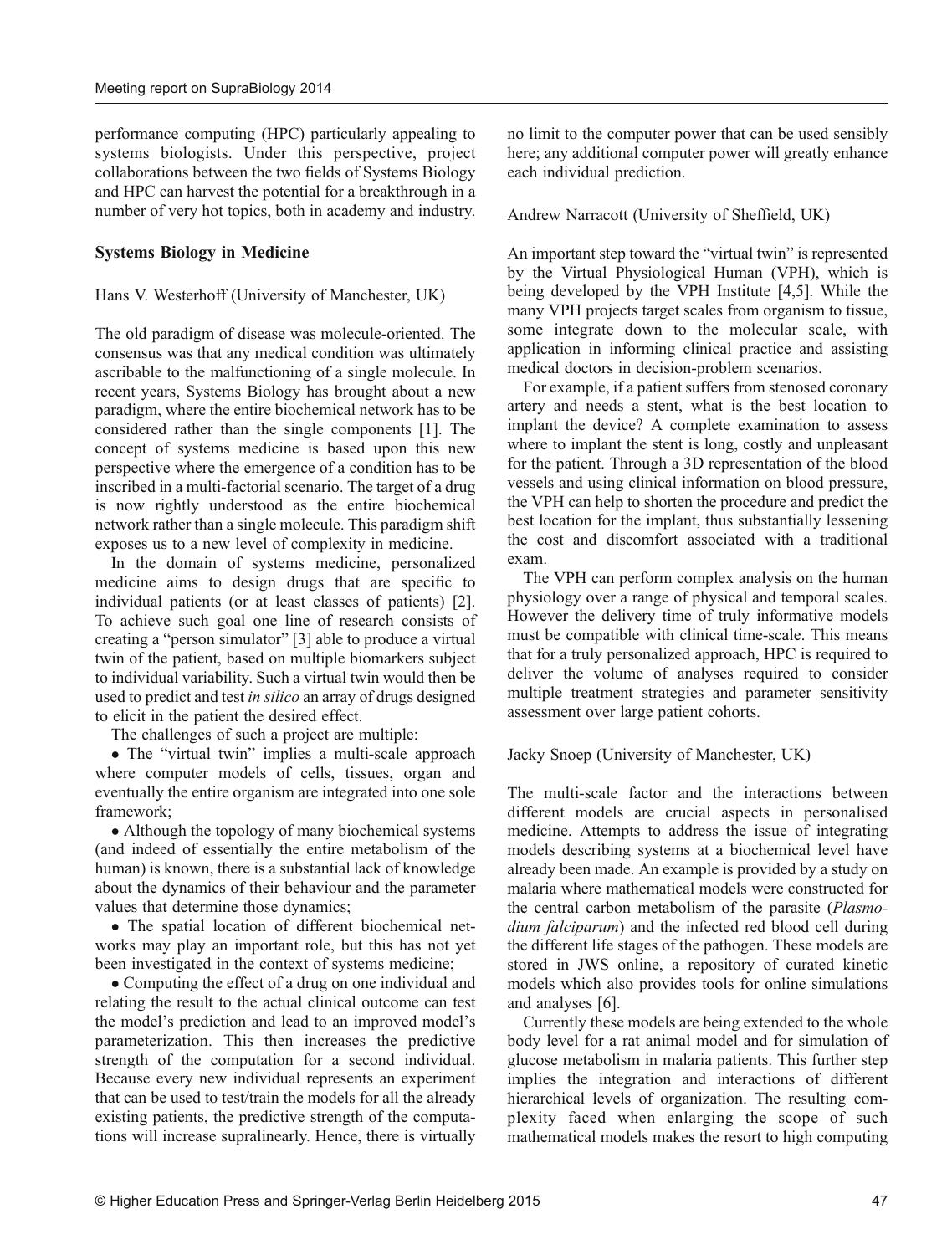performance computing (HPC) particularly appealing to systems biologists. Under this perspective, project collaborations between the two fields of Systems Biology and HPC can harvest the potential for a breakthrough in a number of very hot topics, both in academy and industry.

## Systems Biology in Medicine

Hans V. Westerhoff (University of Manchester, UK)

The old paradigm of disease was molecule-oriented. The consensus was that any medical condition was ultimately ascribable to the malfunctioning of a single molecule. In recent years, Systems Biology has brought about a new paradigm, where the entire biochemical network has to be considered rather than the single components [1]. The concept of systems medicine is based upon this new perspective where the emergence of a condition has to be inscribed in a multi-factorial scenario. The target of a drug is now rightly understood as the entire biochemical network rather than a single molecule. This paradigm shift exposes us to a new level of complexity in medicine.

In the domain of systems medicine, personalized medicine aims to design drugs that are specific to individual patients (or at least classes of patients) [2]. To achieve such goal one line of research consists of creating a "person simulator" [3] able to produce a virtual twin of the patient, based on multiple biomarkers subject to individual variability. Such a virtual twin would then be used to predict and test *in silico* an array of drugs designed to elicit in the patient the desired effect.

The challenges of such a project are multiple:

- The "virtual twin" implies a multi-scale approach where computer models of cells, tissues, organ and eventually the entire organism are integrated into one sole framework;
- Although the topology of many biochemical systems (and indeed of essentially the entire metabolism of the human) is known, there is a substantial lack of knowledge about the dynamics of their behaviour and the parameter values that determine those dynamics;
- The spatial location of different biochemical networks may play an important role, but this has not yet been investigated in the context of systems medicine;
- Computing the effect of a drug on one individual and relating the result to the actual clinical outcome can test the model's prediction and lead to an improved model's parameterization. This then increases the predictive strength of the computation for a second individual. Because every new individual represents an experiment that can be used to test/train the models for all the already existing patients, the predictive strength of the computations will increase supralinearly. Hence, there is virtually no limit to the computer power that can be used sensibly here; any additional computer power will greatly enhance each individual prediction.

Andrew Narracott (University of Sheffield, UK)

An important step toward the "virtual twin" is represented by the Virtual Physiological Human (VPH), which is being developed by the VPH Institute [4,5]. While the many VPH projects target scales from organism to tissue, some integrate down to the molecular scale, with application in informing clinical practice and assisting medical doctors in decision-problem scenarios.

For example, if a patient suffers from stenosed coronary artery and needs a stent, what is the best location to implant the device? A complete examination to assess where to implant the stent is long, costly and unpleasant for the patient. Through a 3D representation of the blood vessels and using clinical information on blood pressure, the VPH can help to shorten the procedure and predict the best location for the implant, thus substantially lessening the cost and discomfort associated with a traditional exam.

The VPH can perform complex analysis on the human physiology over a range of physical and temporal scales. However the delivery time of truly informative models must be compatible with clinical time-scale. This means that for a truly personalized approach, HPC is required to deliver the volume of analyses required to consider multiple treatment strategies and parameter sensitivity assessment over large patient cohorts.

Jacky Snoep (University of Manchester, UK)

The multi-scale factor and the interactions between different models are crucial aspects in personalised medicine. Attempts to address the issue of integrating models describing systems at a biochemical level have already been made. An example is provided by a study on malaria where mathematical models were constructed for the central carbon metabolism of the parasite (*Plasmodium falciparum*) and the infected red blood cell during the different life stages of the pathogen. These models are stored in JWS online, a repository of curated kinetic models which also provides tools for online simulations and analyses [6].

Currently these models are being extended to the whole body level for a rat animal model and for simulation of glucose metabolism in malaria patients. This further step implies the integration and interactions of different hierarchical levels of organization. The resulting complexity faced when enlarging the scope of such mathematical models makes the resort to high computing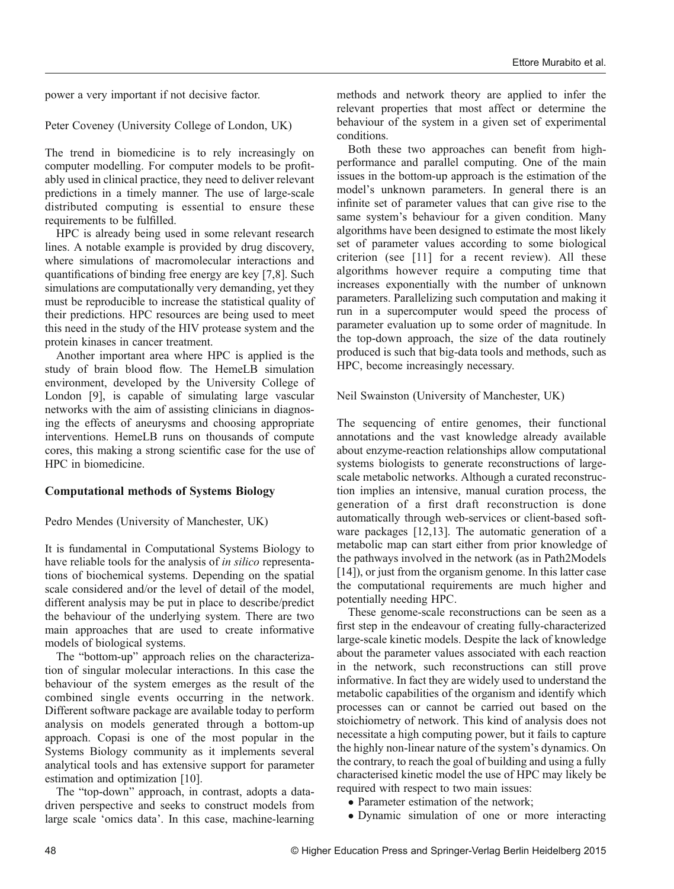power a very important if not decisive factor.

Peter Coveney (University College of London, UK)

The trend in biomedicine is to rely increasingly on computer modelling. For computer models to be profitably used in clinical practice, they need to deliver relevant predictions in a timely manner. The use of large-scale distributed computing is essential to ensure these requirements to be fulfilled.

HPC is already being used in some relevant research lines. A notable example is provided by drug discovery, where simulations of macromolecular interactions and quantifications of binding free energy are key [7,8]. Such simulations are computationally very demanding, yet they must be reproducible to increase the statistical quality of their predictions. HPC resources are being used to meet this need in the study of the HIV protease system and the protein kinases in cancer treatment.

Another important area where HPC is applied is the study of brain blood flow. The HemeLB simulation environment, developed by the University College of London [9], is capable of simulating large vascular networks with the aim of assisting clinicians in diagnosing the effects of aneurysms and choosing appropriate interventions. HemeLB runs on thousands of compute cores, this making a strong scientific case for the use of HPC in biomedicine.

## Computational methods of Systems Biology

Pedro Mendes (University of Manchester, UK)

It is fundamental in Computational Systems Biology to have reliable tools for the analysis of *in silico* representations of biochemical systems. Depending on the spatial scale considered and/or the level of detail of the model, different analysis may be put in place to describe/predict the behaviour of the underlying system. There are two main approaches that are used to create informative models of biological systems.

The "bottom-up" approach relies on the characterization of singular molecular interactions. In this case the behaviour of the system emerges as the result of the combined single events occurring in the network. Different software package are available today to perform analysis on models generated through a bottom-up approach. Copasi is one of the most popular in the Systems Biology community as it implements several analytical tools and has extensive support for parameter estimation and optimization [10].

The "top-down" approach, in contrast, adopts a data-driven perspective and seeks to construct models from large scale 'omics data'. In this case, machine-learning methods and network theory are applied to infer the relevant properties that most affect or determine the behaviour of the system in a given set of experimental conditions.

Both these two approaches can benefit from high-performance and parallel computing. One of the main issues in the bottom-up approach is the estimation of the model's unknown parameters. In general there is an infinite set of parameter values that can give rise to the same system's behaviour for a given condition. Many algorithms have been designed to estimate the most likely set of parameter values according to some biological criterion (see [11] for a recent review). All these algorithms however require a computing time that increases exponentially with the number of unknown parameters. Parallelizing such computation and making it run in a supercomputer would speed the process of parameter evaluation up to some order of magnitude. In the top-down approach, the size of the data routinely produced is such that big-data tools and methods, such as HPC, become increasingly necessary.

Neil Swainston (University of Manchester, UK)

The sequencing of entire genomes, their functional annotations and the vast knowledge already available about enzyme-reaction relationships allow computational systems biologists to generate reconstructions of large-scale metabolic networks. Although a curated reconstruction implies an intensive, manual curation process, the generation of a first draft reconstruction is done automatically through web-services or client-based software packages [12,13]. The automatic generation of a metabolic map can start either from prior knowledge of the pathways involved in the network (as in Path2Models [14]), or just from the organism genome. In this latter case the computational requirements are much higher and potentially needing HPC.

These genome-scale reconstructions can be seen as a first step in the endeavour of creating fully-characterized large-scale kinetic models. Despite the lack of knowledge about the parameter values associated with each reaction in the network, such reconstructions can still prove informative. In fact they are widely used to understand the metabolic capabilities of the organism and identify which processes can or cannot be carried out based on the stoichiometry of network. This kind of analysis does not necessitate a high computing power, but it fails to capture the highly non-linear nature of the system's dynamics. On the contrary, to reach the goal of building and using a fully characterised kinetic model the use of HPC may likely be required with respect to two main issues:

- Parameter estimation of the network;
- Dynamic simulation of one or more interacting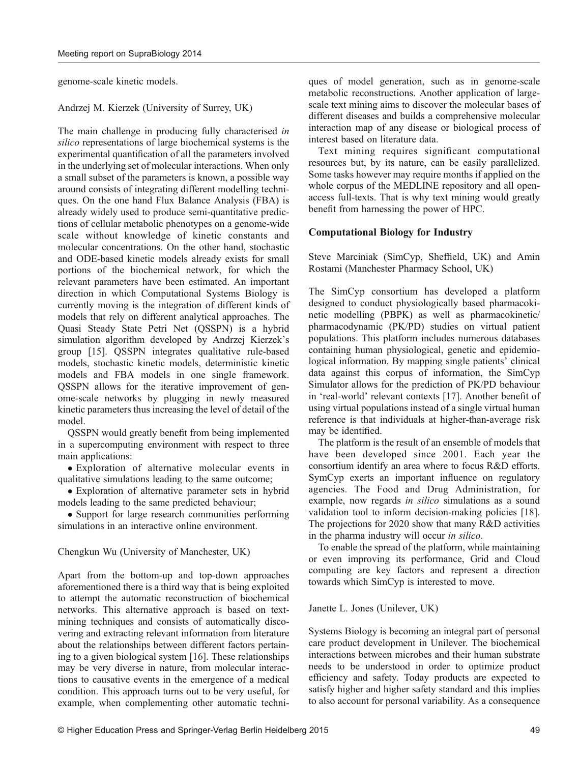genome-scale kinetic models.

Andrzej M. Kierzek (University of Surrey, UK)

The main challenge in producing fully characterised *in silico* representations of large biochemical systems is the experimental quantification of all the parameters involved in the underlying set of molecular interactions. When only a small subset of the parameters is known, a possible way around consists of integrating different modelling techniques. On the one hand Flux Balance Analysis (FBA) is already widely used to produce semi-quantitative predictions of cellular metabolic phenotypes on a genome-wide scale without knowledge of kinetic constants and molecular concentrations. On the other hand, stochastic and ODE-based kinetic models already exists for small portions of the biochemical network, for which the relevant parameters have been estimated. An important direction in which Computational Systems Biology is currently moving is the integration of different kinds of models that rely on different analytical approaches. The Quasi Steady State Petri Net (QSSPN) is a hybrid simulation algorithm developed by Andrzej Kierzek's group [15]. QSSPN integrates qualitative rule-based models, stochastic kinetic models, deterministic kinetic models and FBA models in one single framework. QSSPN allows for the iterative improvement of genome-scale networks by plugging in newly measured kinetic parameters thus increasing the level of detail of the model.

QSSPN would greatly benefit from being implemented in a supercomputing environment with respect to three main applications:

- Exploration of alternative molecular events in qualitative simulations leading to the same outcome;
- Exploration of alternative parameter sets in hybrid models leading to the same predicted behaviour;
- Support for large research communities performing simulations in an interactive online environment.

Chengkun Wu (University of Manchester, UK)

Apart from the bottom-up and top-down approaches aforementioned there is a third way that is being exploited to attempt the automatic reconstruction of biochemical networks. This alternative approach is based on text-mining techniques and consists of automatically discovering and extracting relevant information from literature about the relationships between different factors pertaining to a given biological system [16]. These relationships may be very diverse in nature, from molecular interactions to causative events in the emergence of a medical condition. This approach turns out to be very useful, for example, when complementing other automatic techniques of model generation, such as in genome-scale metabolic reconstructions. Another application of large-scale text mining aims to discover the molecular bases of different diseases and builds a comprehensive molecular interaction map of any disease or biological process of interest based on literature data.

Text mining requires significant computational resources but, by its nature, can be easily parallelized. Some tasks however may require months if applied on the whole corpus of the MEDLINE repository and all open-access full-texts. That is why text mining would greatly benefit from harnessing the power of HPC.

## Computational Biology for Industry

Steve Marciniak (SimCyp, Sheffield, UK) and Amin Rostami (Manchester Pharmacy School, UK)

The SimCyp consortium has developed a platform designed to conduct physiologically based pharmacokinetic modelling (PBPK) as well as pharmacokinetic/pharmacodynamic (PK/PD) studies on virtual patient populations. This platform includes numerous databases containing human physiological, genetic and epidemiological information. By mapping single patients' clinical data against this corpus of information, the SimCyp Simulator allows for the prediction of PK/PD behaviour in 'real-world' relevant contexts [17]. Another benefit of using virtual populations instead of a single virtual human reference is that individuals at higher-than-average risk may be identified.

The platform is the result of an ensemble of models that have been developed since 2001. Each year the consortium identify an area where to focus R&D efforts. SymCyp exerts an important influence on regulatory agencies. The Food and Drug Administration, for example, now regards *in silico* simulations as a sound validation tool to inform decision-making policies [18]. The projections for 2020 show that many R&D activities in the pharma industry will occur *in silico*.

To enable the spread of the platform, while maintaining or even improving its performance, Grid and Cloud computing are key factors and represent a direction towards which SimCyp is interested to move.

Janette L. Jones (Unilever, UK)

Systems Biology is becoming an integral part of personal care product development in Unilever. The biochemical interactions between microbes and their human substrate needs to be understood in order to optimize product efficiency and safety. Today products are expected to satisfy higher and higher safety standard and this implies to also account for personal variability. As a consequence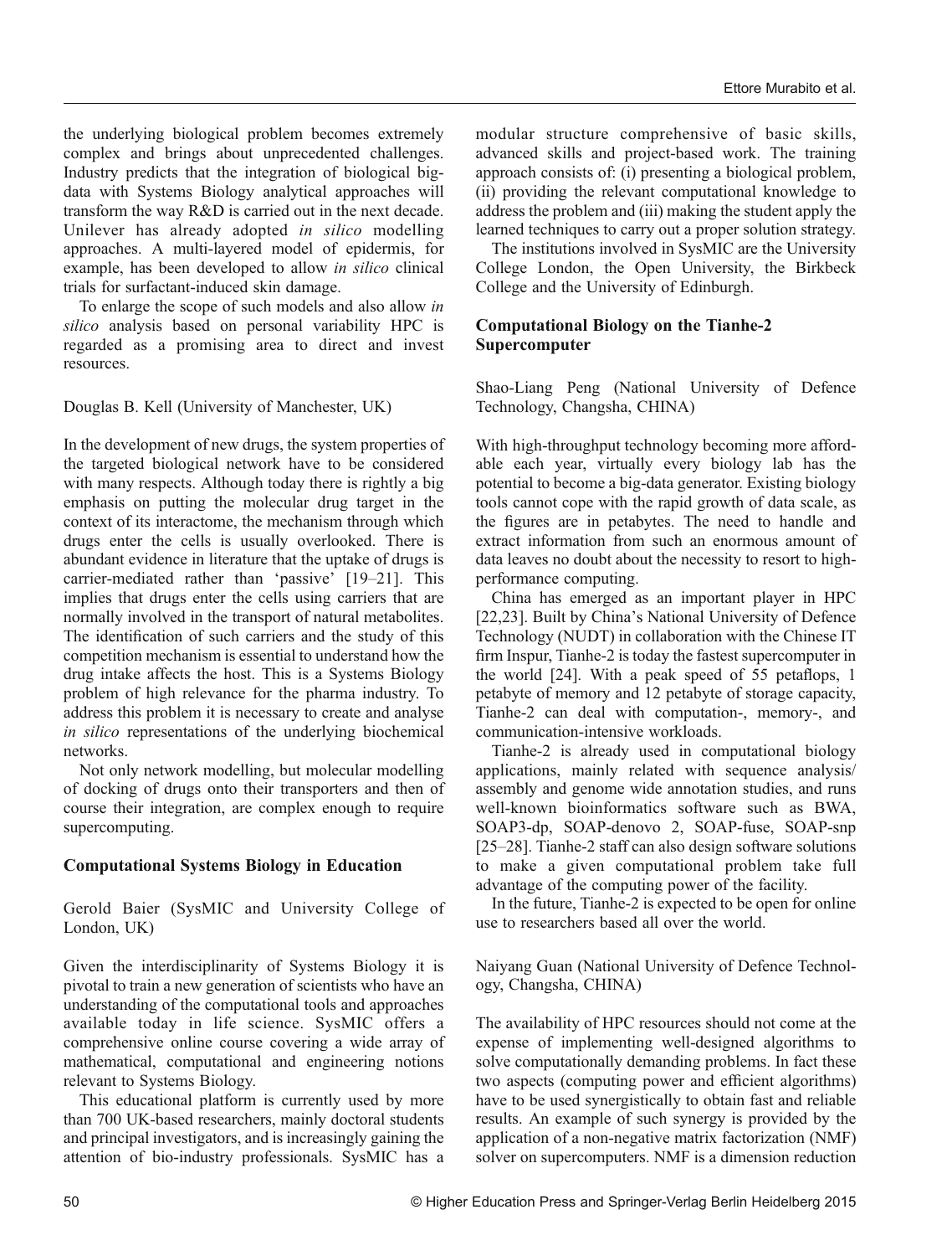the underlying biological problem becomes extremely complex and brings about unprecedented challenges. Industry predicts that the integration of biological big-data with Systems Biology analytical approaches will transform the way R&D is carried out in the next decade. Unilever has already adopted *in silico* modelling approaches. A multi-layered model of epidermis, for example, has been developed to allow *in silico* clinical trials for surfactant-induced skin damage.

To enlarge the scope of such models and also allow *in silico* analysis based on personal variability HPC is regarded as a promising area to direct and invest resources.

Douglas B. Kell (University of Manchester, UK)

In the development of new drugs, the system properties of the targeted biological network have to be considered with many respects. Although today there is rightly a big emphasis on putting the molecular drug target in the context of its interactome, the mechanism through which drugs enter the cells is usually overlooked. There is abundant evidence in literature that the uptake of drugs is carrier-mediated rather than 'passive' [19–21]. This implies that drugs enter the cells using carriers that are normally involved in the transport of natural metabolites. The identification of such carriers and the study of this competition mechanism is essential to understand how the drug intake affects the host. This is a Systems Biology problem of high relevance for the pharma industry. To address this problem it is necessary to create and analyse *in silico* representations of the underlying biochemical networks.

Not only network modelling, but molecular modelling of docking of drugs onto their transporters and then of course their integration, are complex enough to require supercomputing.

## Computational Systems Biology in Education

Gerold Baier (SysMIC and University College of London, UK)

Given the interdisciplinarity of Systems Biology it is pivotal to train a new generation of scientists who have an understanding of the computational tools and approaches available today in life science. SysMIC offers a comprehensive online course covering a wide array of mathematical, computational and engineering notions relevant to Systems Biology.

This educational platform is currently used by more than 700 UK-based researchers, mainly doctoral students and principal investigators, and is increasingly gaining the attention of bio-industry professionals. SysMIC has a modular structure comprehensive of basic skills, advanced skills and project-based work. The training approach consists of: (i) presenting a biological problem, (ii) providing the relevant computational knowledge to address the problem and (iii) making the student apply the learned techniques to carry out a proper solution strategy.

The institutions involved in SysMIC are the University College London, the Open University, the Birkbeck College and the University of Edinburgh.

## Computational Biology on the Tianhe-2 Supercomputer

Shao-Liang Peng (National University of Defence Technology, Changsha, CHINA)

With high-throughput technology becoming more affordable each year, virtually every biology lab has the potential to become a big-data generator. Existing biology tools cannot cope with the rapid growth of data scale, as the figures are in petabytes. The need to handle and extract information from such an enormous amount of data leaves no doubt about the necessity to resort to high-performance computing.

China has emerged as an important player in HPC [22,23]. Built by China's National University of Defence Technology (NUDT) in collaboration with the Chinese IT firm Inspur, Tianhe-2 is today the fastest supercomputer in the world [24]. With a peak speed of 55 petaflops, 1 petabyte of memory and 12 petabyte of storage capacity, Tianhe-2 can deal with computation-, memory-, and communication-intensive workloads.

Tianhe-2 is already used in computational biology applications, mainly related with sequence analysis/ assembly and genome wide annotation studies, and runs well-known bioinformatics software such as BWA, SOAP3-dp, SOAP-denovo 2, SOAP-fuse, SOAP-snp [25–28]. Tianhe-2 staff can also design software solutions to make a given computational problem take full advantage of the computing power of the facility.

In the future, Tianhe-2 is expected to be open for online use to researchers based all over the world.

Naiyang Guan (National University of Defence Technology, Changsha, CHINA)

The availability of HPC resources should not come at the expense of implementing well-designed algorithms to solve computationally demanding problems. In fact these two aspects (computing power and efficient algorithms) have to be used synergistically to obtain fast and reliable results. An example of such synergy is provided by the application of a non-negative matrix factorization (NMF) solver on supercomputers. NMF is a dimension reduction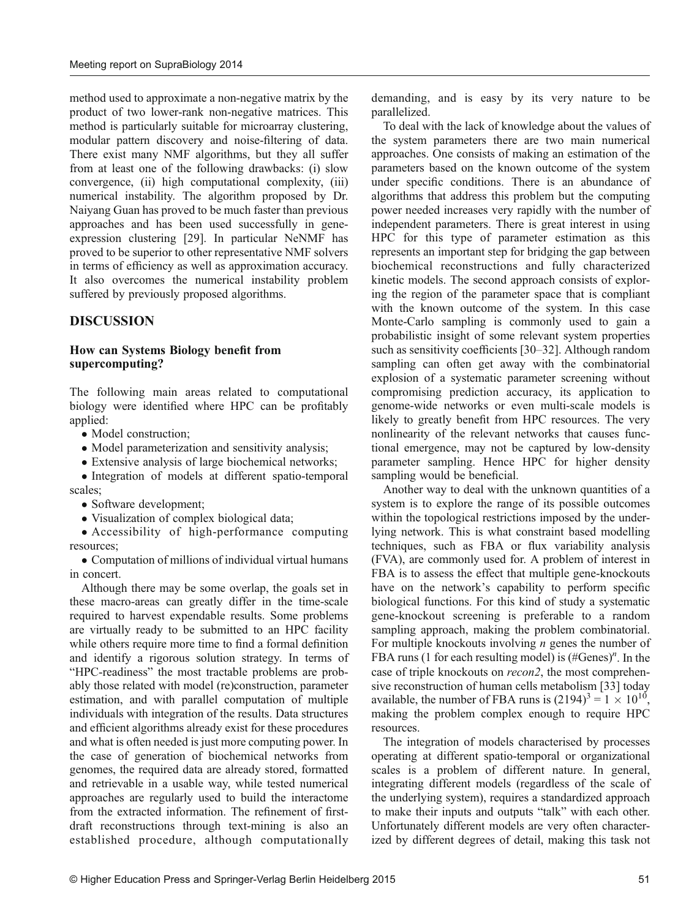method used to approximate a non-negative matrix by the product of two lower-rank non-negative matrices. This method is particularly suitable for microarray clustering, modular pattern discovery and noise-filtering of data. There exist many NMF algorithms, but they all suffer from at least one of the following drawbacks: (i) slow convergence, (ii) high computational complexity, (iii) numerical instability. The algorithm proposed by Dr. Naiyang Guan has proved to be much faster than previous approaches and has been used successfully in gene-expression clustering [29]. In particular NeNMF has proved to be superior to other representative NMF solvers in terms of efficiency as well as approximation accuracy. It also overcomes the numerical instability problem suffered by previously proposed algorithms.

## DISCUSSION

### How can Systems Biology benefit from supercomputing?

The following main areas related to computational biology were identified where HPC can be profitably applied:

- Model construction;
- Model parameterization and sensitivity analysis;
- Extensive analysis of large biochemical networks;
- Integration of models at different spatio-temporal scales;
- Software development;
- Visualization of complex biological data;
- Accessibility of high-performance computing resources;
- Computation of millions of individual virtual humans in concert.

Although there may be some overlap, the goals set in these macro-areas can greatly differ in the time-scale required to harvest expendable results. Some problems are virtually ready to be submitted to an HPC facility while others require more time to find a formal definition and identify a rigorous solution strategy. In terms of "HPC-readiness" the most tractable problems are probably those related with model (re)construction, parameter estimation, and with parallel computation of multiple individuals with integration of the results. Data structures and efficient algorithms already exist for these procedures and what is often needed is just more computing power. In the case of generation of biochemical networks from genomes, the required data are already stored, formatted and retrievable in a usable way, while tested numerical approaches are regularly used to build the interactome from the extracted information. The refinement of first-draft reconstructions through text-mining is also an established procedure, although computationally demanding, and is easy by its very nature to be parallelized.

To deal with the lack of knowledge about the values of the system parameters there are two main numerical approaches. One consists of making an estimation of the parameters based on the known outcome of the system under specific conditions. There is an abundance of algorithms that address this problem but the computing power needed increases very rapidly with the number of independent parameters. There is great interest in using HPC for this type of parameter estimation as this represents an important step for bridging the gap between biochemical reconstructions and fully characterized kinetic models. The second approach consists of exploring the region of the parameter space that is compliant with the known outcome of the system. In this case Monte-Carlo sampling is commonly used to gain a probabilistic insight of some relevant system properties such as sensitivity coefficients [30–32]. Although random sampling can often get away with the combinatorial explosion of a systematic parameter screening without compromising prediction accuracy, its application to genome-wide networks or even multi-scale models is likely to greatly benefit from HPC resources. The very nonlinearity of the relevant networks that causes functional emergence, may not be captured by low-density parameter sampling. Hence HPC for higher density sampling would be beneficial.

Another way to deal with the unknown quantities of a system is to explore the range of its possible outcomes within the topological restrictions imposed by the underlying network. This is what constraint based modelling techniques, such as FBA or flux variability analysis (FVA), are commonly used for. A problem of interest in FBA is to assess the effect that multiple gene-knockouts have on the network's capability to perform specific biological functions. For this kind of study a systematic gene-knockout screening is preferable to a random sampling approach, making the problem combinatorial. For multiple knockouts involving $n$ genes the number of FBA runs (1 for each resulting model) is $(\#\text{Genes})^n$. In the case of triple knockouts on *recon2*, the most comprehensive reconstruction of human cells metabolism [33] today available, the number of FBA runs is $(2194)^3 = 1 \times 10^{10}$, making the problem complex enough to require HPC resources.

The integration of models characterised by processes operating at different spatio-temporal or organizational scales is a problem of different nature. In general, integrating different models (regardless of the scale of the underlying system), requires a standardized approach to make their inputs and outputs "talk" with each other. Unfortunately different models are very often characterized by different degrees of detail, making this task not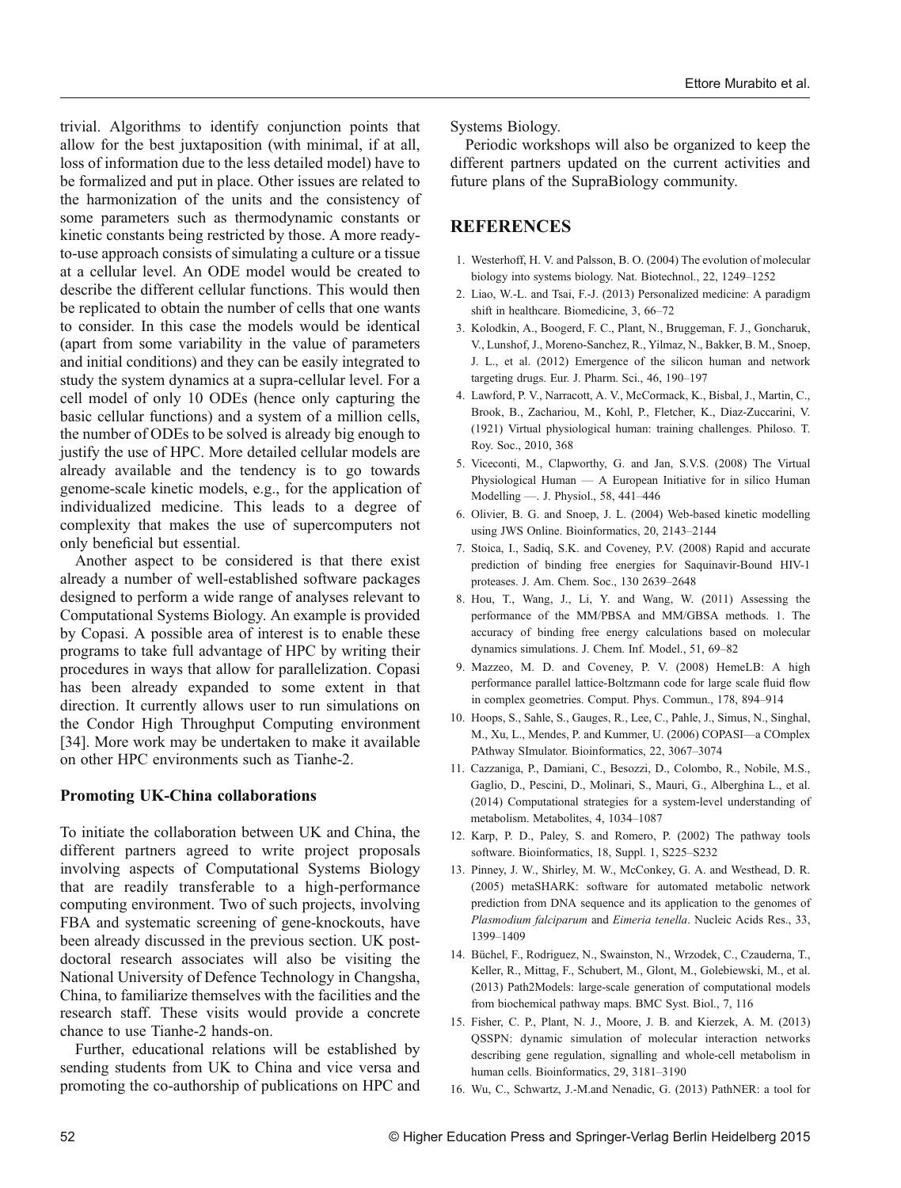trivial. Algorithms to identify conjunction points that allow for the best juxtaposition (with minimal, if at all, loss of information due to the less detailed model) have to be formalized and put in place. Other issues are related to the harmonization of the units and the consistency of some parameters such as thermodynamic constants or kinetic constants being restricted by those. A more ready-to-use approach consists of simulating a culture or a tissue at a cellular level. An ODE model would be created to describe the different cellular functions. This would then be replicated to obtain the number of cells that one wants to consider. In this case the models would be identical (apart from some variability in the value of parameters and initial conditions) and they can be easily integrated to study the system dynamics at a supra-cellular level. For a cell model of only 10 ODEs (hence only capturing the basic cellular functions) and a system of a million cells, the number of ODEs to be solved is already big enough to justify the use of HPC. More detailed cellular models are already available and the tendency is to go towards genome-scale kinetic models, e.g., for the application of individualized medicine. This leads to a degree of complexity that makes the use of supercomputers not only beneficial but essential.

Another aspect to be considered is that there exist already a number of well-established software packages designed to perform a wide range of analyses relevant to Computational Systems Biology. An example is provided by Copasi. A possible area of interest is to enable these programs to take full advantage of HPC by writing their procedures in ways that allow for parallelization. Copasi has been already expanded to some extent in that direction. It currently allows user to run simulations on the Condor High Throughput Computing environment [34]. More work may be undertaken to make it available on other HPC environments such as Tianhe-2.

### Promoting UK-China collaborations

To initiate the collaboration between UK and China, the different partners agreed to write project proposals involving aspects of Computational Systems Biology that are readily transferable to a high-performance computing environment. Two of such projects, involving FBA and systematic screening of gene-knockouts, have been already discussed in the previous section. UK post-doctoral research associates will also be visiting the National University of Defence Technology in Changsha, China, to familiarize themselves with the facilities and the research staff. These visits would provide a concrete chance to use Tianhe-2 hands-on.

Further, educational relations will be established by sending students from UK to China and vice versa and promoting the co-authorship of publications on HPC and Systems Biology.

Periodic workshops will also be organized to keep the different partners updated on the current activities and future plans of the SupraBiology community.

## REFERENCES

1. Westerhoff, H. V. and Palsson, B. O. (2004) The evolution of molecular biology into systems biology. Nat. Biotechnol., 22, 1249–1252
2. Liao, W.-L. and Tsai, F.-J. (2013) Personalized medicine: A paradigm shift in healthcare. Biomedicine, 3, 66–72
3. Kolodkin, A., Boogerd, F. C., Plant, N., Bruggeman, F. J., Goncharuk, V., Lunshof, J., Moreno-Sanchez, R., Yilmaz, N., Bakker, B. M., Snoep, J. L., et al. (2012) Emergence of the silicon human and network targeting drugs. Eur. J. Pharm. Sci., 46, 190–197
4. Lawford, P. V., Narracott, A. V., McCormack, K., Bisbal, J., Martin, C., Brook, B., Zachariou, M., Kohl, P., Fletcher, K., Diaz-Zuccarini, V. (1921) Virtual physiological human: training challenges. Philoso. T. Roy. Soc., 2010, 368
5. Viceconti, M., Clapworthy, G. and Jan, S.V.S. (2008) The Virtual Physiological Human — A European Initiative for in silico Human Modelling —. J. Physiol., 58, 441–446
6. Olivier, B. G. and Snoep, J. L. (2004) Web-based kinetic modelling using JWS Online. Bioinformatics, 20, 2143–2144
7. Stoica, I., Sadiq, S.K. and Coveney, P.V. (2008) Rapid and accurate prediction of binding free energies for Saquinavir-Bound HIV-1 proteases. J. Am. Chem. Soc., 130 2639–2648
8. Hou, T., Wang, J., Li, Y. and Wang, W. (2011) Assessing the performance of the MM/PBSA and MM/GBSA methods. 1. The accuracy of binding free energy calculations based on molecular dynamics simulations. J. Chem. Inf. Model., 51, 69–82
9. Mazzeo, M. D. and Coveney, P. V. (2008) HemeLB: A high performance parallel lattice-Boltzmann code for large scale fluid flow in complex geometries. Comput. Phys. Commun., 178, 894–914
10. Hoops, S., Sahle, S., Gauges, R., Lee, C., Pahle, J., Simus, N., Singhal, M., Xu, L., Mendes, P. and Kummer, U. (2006) COPASI—a COmplex PAthway SImulator. Bioinformatics, 22, 3067–3074
11. Cazzaniga, P., Damiani, C., Besozzi, D., Colombo, R., Nobile, M.S., Gaglio, D., Pescini, D., Molinari, S., Mauri, G., Alberghina L., et al. (2014) Computational strategies for a system-level understanding of metabolism. Metabolites, 4, 1034–1087
12. Karp, P. D., Paley, S. and Romero, P. (2002) The pathway tools software. Bioinformatics, 18, Suppl. 1, S225–S232
13. Pinney, J. W., Shirley, M. W., McConkey, G. A. and Westhead, D. R. (2005) metaSHARK: software for automated metabolic network prediction from DNA sequence and its application to the genomes of *Plasmodium falciparum* and *Eimeria tenella*. Nucleic Acids Res., 33, 1399–1409
14. Büchel, F., Rodriguez, N., Swainston, N., Wrzodek, C., Czauderna, T., Keller, R., Mittag, F., Schubert, M., Glont, M., Golebiewski, M., et al. (2013) Path2Models: large-scale generation of computational models from biochemical pathway maps. BMC Syst. Biol., 7, 116
15. Fisher, C. P., Plant, N. J., Moore, J. B. and Kierzek, A. M. (2013) QSSPN: dynamic simulation of molecular interaction networks describing gene regulation, signalling and whole-cell metabolism in human cells. Bioinformatics, 29, 3181–3190
16. Wu, C., Schwartz, J.-M.and Nenadic, G. (2013) PathNER: a tool for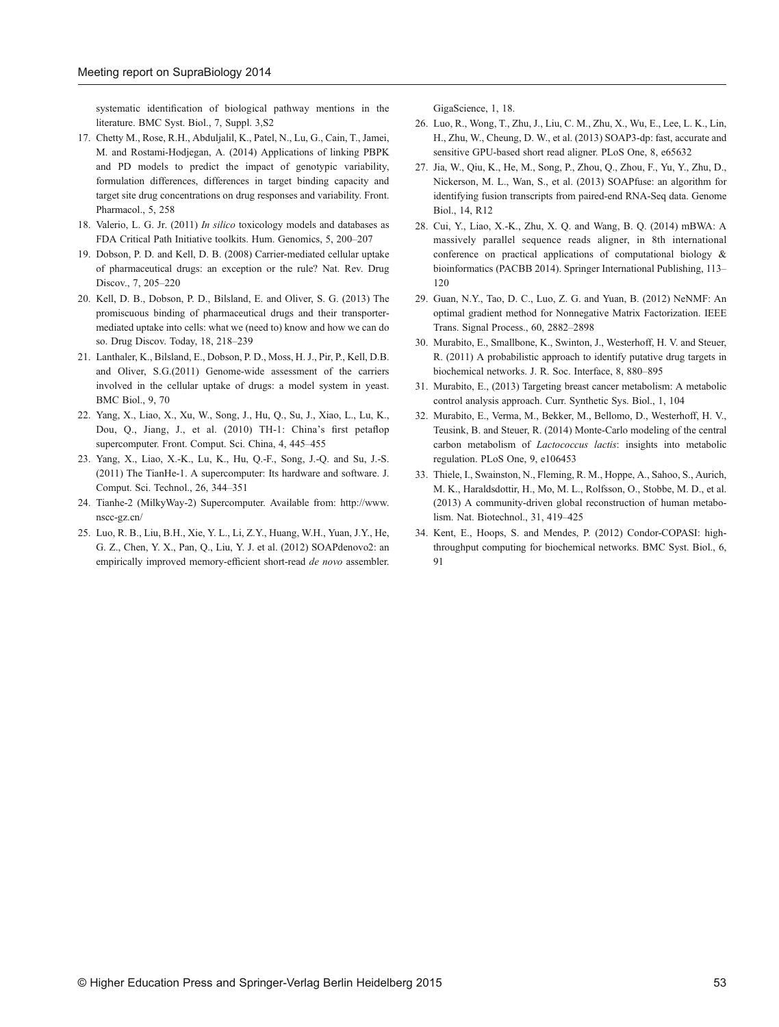systematic identification of biological pathway mentions in the literature. BMC Syst. Biol., 7, Suppl. 3,S2

17. Chetty M., Rose, R.H., Abduljalil, K., Patel, N., Lu, G., Cain, T., Jamei, M. and Rostami-Hodjegan, A. (2014) Applications of linking PBPK and PD models to predict the impact of genotypic variability, formulation differences, differences in target binding capacity and target site drug concentrations on drug responses and variability. Front. Pharmacol., 5, 258
18. Valerio, L. G. Jr. (2011) *In silico* toxicology models and databases as FDA Critical Path Initiative toolkits. Hum. Genomics, 5, 200–207
19. Dobson, P. D. and Kell, D. B. (2008) Carrier-mediated cellular uptake of pharmaceutical drugs: an exception or the rule? Nat. Rev. Drug Discov., 7, 205–220
20. Kell, D. B., Dobson, P. D., Bilsland, E. and Oliver, S. G. (2013) The promiscuous binding of pharmaceutical drugs and their transporter-mediated uptake into cells: what we (need to) know and how we can do so. Drug Discov. Today, 18, 218–239
21. Lanthaler, K., Bilsland, E., Dobson, P. D., Moss, H. J., Pir, P., Kell, D.B. and Oliver, S.G.(2011) Genome-wide assessment of the carriers involved in the cellular uptake of drugs: a model system in yeast. BMC Biol., 9, 70
22. Yang, X., Liao, X., Xu, W., Song, J., Hu, Q., Su, J., Xiao, L., Lu, K., Dou, Q., Jiang, J., et al. (2010) TH-1: China's first petaflop supercomputer. Front. Comput. Sci. China, 4, 445–455
23. Yang, X., Liao, X.-K., Lu, K., Hu, Q.-F., Song, J.-Q. and Su, J.-S. (2011) The TianHe-1. A supercomputer: Its hardware and software. J. Comput. Sci. Technol., 26, 344–351
24. Tianhe-2 (MilkyWay-2) Supercomputer. Available from: http://www.nscc-gz.cn/
25. Luo, R. B., Liu, B.H., Xie, Y. L., Li, Z.Y., Huang, W.H., Yuan, J.Y., He, G. Z., Chen, Y. X., Pan, Q., Liu, Y. J. et al. (2012) SOAPdenovo2: an empirically improved memory-efficient short-read *de novo* assembler. GigaScience, 1, 18.
26. Luo, R., Wong, T., Zhu, J., Liu, C. M., Zhu, X., Wu, E., Lee, L. K., Lin, H., Zhu, W., Cheung, D. W., et al. (2013) SOAP3-dp: fast, accurate and sensitive GPU-based short read aligner. PLoS One, 8, e65632
27. Jia, W., Qiu, K., He, M., Song, P., Zhou, Q., Zhou, F., Yu, Y., Zhu, D., Nickerson, M. L., Wan, S., et al. (2013) SOAPfuse: an algorithm for identifying fusion transcripts from paired-end RNA-Seq data. Genome Biol., 14, R12
28. Cui, Y., Liao, X.-K., Zhu, X. Q. and Wang, B. Q. (2014) mBWA: A massively parallel sequence reads aligner, in 8th international conference on practical applications of computational biology & bioinformatics (PACBB 2014). Springer International Publishing, 113–120
29. Guan, N.Y., Tao, D. C., Luo, Z. G. and Yuan, B. (2012) NeNMF: An optimal gradient method for Nonnegative Matrix Factorization. IEEE Trans. Signal Process., 60, 2882–2898
30. Murabito, E., Smallbone, K., Swinton, J., Westerhoff, H. V. and Steuer, R. (2011) A probabilistic approach to identify putative drug targets in biochemical networks. J. R. Soc. Interface, 8, 880–895
31. Murabito, E., (2013) Targeting breast cancer metabolism: A metabolic control analysis approach. Curr. Synthetic Sys. Biol., 1, 104
32. Murabito, E., Verma, M., Bekker, M., Bellomo, D., Westerhoff, H. V., Teusink, B. and Steuer, R. (2014) Monte-Carlo modeling of the central carbon metabolism of *Lactococcus lactis*: insights into metabolic regulation. PLoS One, 9, e106453
33. Thiele, I., Swainston, N., Fleming, R. M., Hoppe, A., Sahoo, S., Aurich, M. K., Haraldsdottir, H., Mo, M. L., Rolfsson, O., Stobbe, M. D., et al. (2013) A community-driven global reconstruction of human metabolism. Nat. Biotechnol., 31, 419–425
34. Kent, E., Hoops, S. and Mendes, P. (2012) Condor-COPASI: high-throughput computing for biochemical networks. BMC Syst. Biol., 6, 91